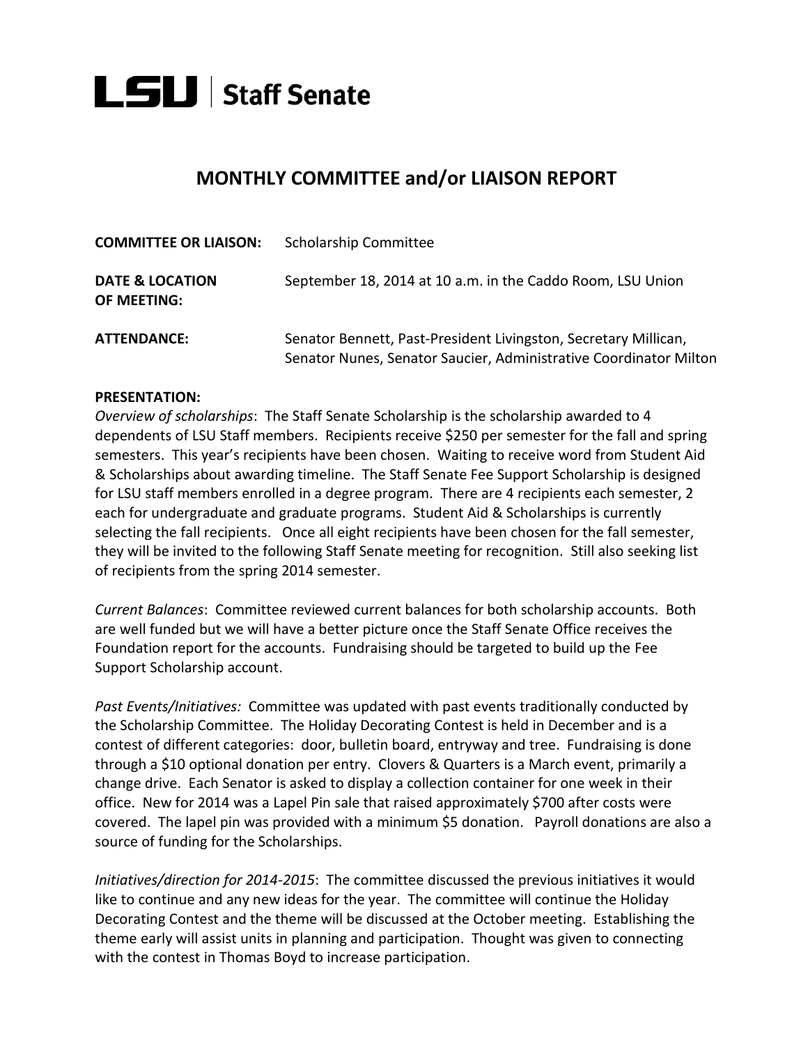# LSU | Staff Senate

## MONTHLY COMMITTEE and/or LIAISON REPORT

**COMMITTEE OR LIAISON:** Scholarship Committee

**DATE & LOCATION OF MEETING:** September 18, 2014 at 10 a.m. in the Caddo Room, LSU Union

**ATTENDANCE:** Senator Bennett, Past-President Livingston, Secretary Millican, Senator Nunes, Senator Saucier, Administrative Coordinator Milton

**PRESENTATION:**

*Overview of scholarships*: The Staff Senate Scholarship is the scholarship awarded to 4 dependents of LSU Staff members. Recipients receive $250 per semester for the fall and spring semesters. This year's recipients have been chosen. Waiting to receive word from Student Aid & Scholarships about awarding timeline. The Staff Senate Fee Support Scholarship is designed for LSU staff members enrolled in a degree program. There are 4 recipients each semester, 2 each for undergraduate and graduate programs. Student Aid & Scholarships is currently selecting the fall recipients. Once all eight recipients have been chosen for the fall semester, they will be invited to the following Staff Senate meeting for recognition. Still also seeking list of recipients from the spring 2014 semester.

*Current Balances*: Committee reviewed current balances for both scholarship accounts. Both are well funded but we will have a better picture once the Staff Senate Office receives the Foundation report for the accounts. Fundraising should be targeted to build up the Fee Support Scholarship account.

*Past Events/Initiatives:* Committee was updated with past events traditionally conducted by the Scholarship Committee. The Holiday Decorating Contest is held in December and is a contest of different categories: door, bulletin board, entryway and tree. Fundraising is done through a $10 optional donation per entry. Clovers & Quarters is a March event, primarily a change drive. Each Senator is asked to display a collection container for one week in their office. New for 2014 was a Lapel Pin sale that raised approximately $700 after costs were covered. The lapel pin was provided with a minimum $5 donation. Payroll donations are also a source of funding for the Scholarships.

*Initiatives/direction for 2014-2015*: The committee discussed the previous initiatives it would like to continue and any new ideas for the year. The committee will continue the Holiday Decorating Contest and the theme will be discussed at the October meeting. Establishing the theme early will assist units in planning and participation. Thought was given to connecting with the contest in Thomas Boyd to increase participation.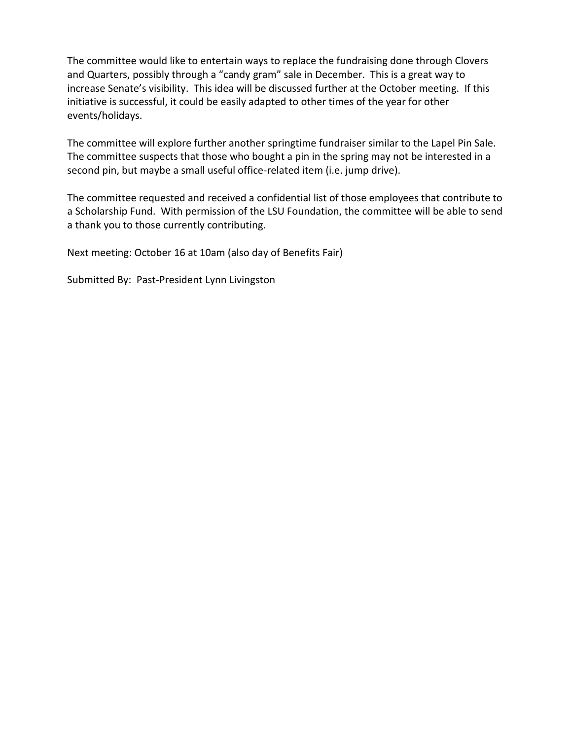The committee would like to entertain ways to replace the fundraising done through Clovers and Quarters, possibly through a "candy gram" sale in December. This is a great way to increase Senate's visibility. This idea will be discussed further at the October meeting. If this initiative is successful, it could be easily adapted to other times of the year for other events/holidays.

The committee will explore further another springtime fundraiser similar to the Lapel Pin Sale. The committee suspects that those who bought a pin in the spring may not be interested in a second pin, but maybe a small useful office-related item (i.e. jump drive).

The committee requested and received a confidential list of those employees that contribute to a Scholarship Fund. With permission of the LSU Foundation, the committee will be able to send a thank you to those currently contributing.

Next meeting: October 16 at 10am (also day of Benefits Fair)

Submitted By: Past-President Lynn Livingston